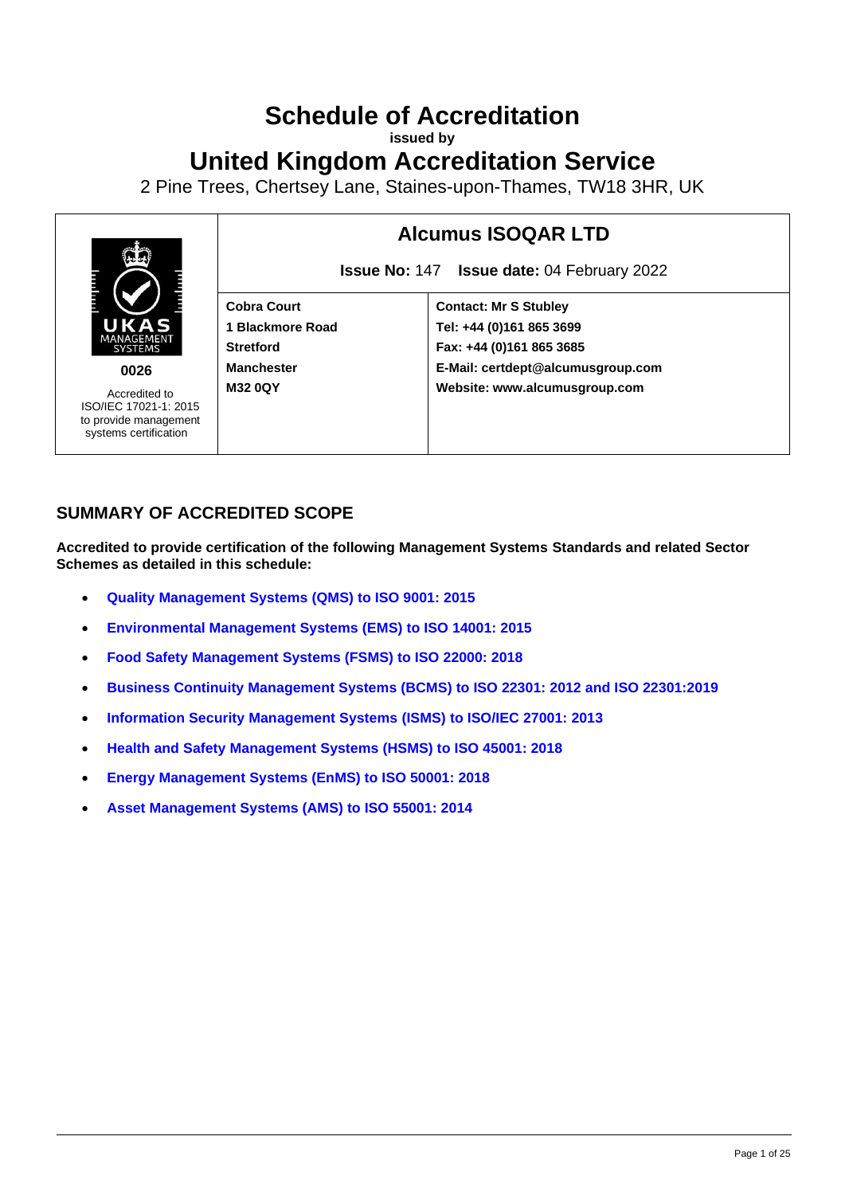# Schedule of Accreditation

**issued by**

# United Kingdom Accreditation Service

2 Pine Trees, Chertsey Lane, Staines-upon-Thames, TW18 3HR, UK

| UKAS MANAGEMENT SYSTEMS **0026** Accredited to ISO/IEC 17021-1: 2015 to provide management systems certification | **Alcumus ISOQAR LTD** **Issue No:** 147 **Issue date:** 04 February 2022 | |
|---|---|---|
| | **Cobra Court** **1 Blackmore Road** **Stretford** **Manchester** **M32 0QY** | **Contact: Mr S Stubley** **Tel: +44 (0)161 865 3699** **Fax: +44 (0)161 865 3685** **E-Mail: certdept@alcumusgroup.com** **Website: www.alcumusgroup.com** |

## SUMMARY OF ACCREDITED SCOPE

**Accredited to provide certification of the following Management Systems Standards and related Sector Schemes as detailed in this schedule:**

- **Quality Management Systems (QMS) to ISO 9001: 2015**
- **Environmental Management Systems (EMS) to ISO 14001: 2015**
- **Food Safety Management Systems (FSMS) to ISO 22000: 2018**
- **Business Continuity Management Systems (BCMS) to ISO 22301: 2012 and ISO 22301:2019**
- **Information Security Management Systems (ISMS) to ISO/IEC 27001: 2013**
- **Health and Safety Management Systems (HSMS) to ISO 45001: 2018**
- **Energy Management Systems (EnMS) to ISO 50001: 2018**
- **Asset Management Systems (AMS) to ISO 55001: 2014**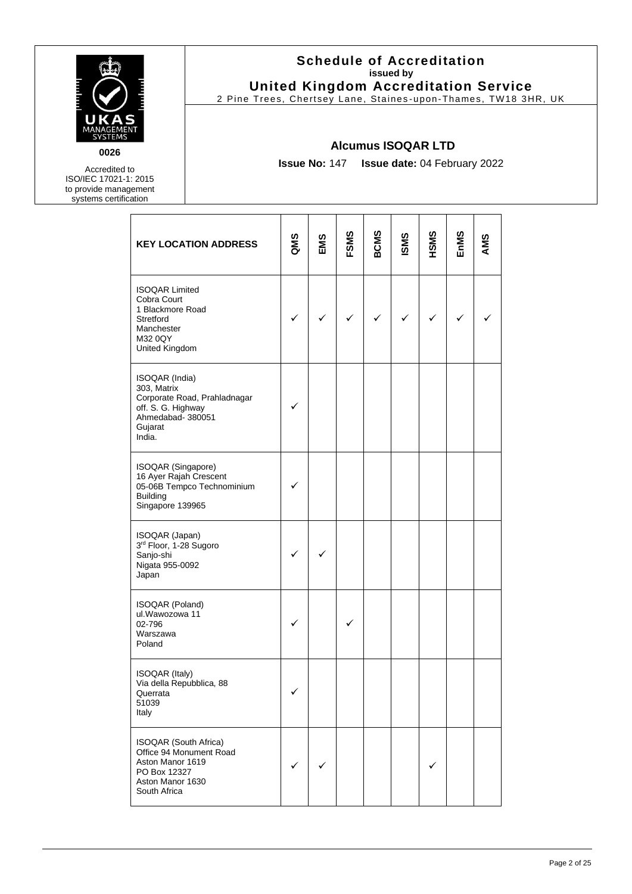# Schedule of Accreditation

**issued by**

## United Kingdom Accreditation Service

2 Pine Trees, Chertsey Lane, Staines-upon-Thames, TW18 3HR, UK

**0026**

Accredited to ISO/IEC 17021-1: 2015 to provide management systems certification

### Alcumus ISOQAR LTD

**Issue No:** 147 **Issue date:** 04 February 2022

| KEY LOCATION ADDRESS | QMS | EMS | FSMS | BCMS | ISMS | HSMS | EnMS | AMS |
|---|---|---|---|---|---|---|---|---|
| ISOQAR Limited<br>Cobra Court<br>1 Blackmore Road<br>Stretford<br>Manchester<br>M32 0QY<br>United Kingdom | ✓ | ✓ | ✓ | ✓ | ✓ | ✓ | ✓ | ✓ |
| ISOQAR (India)<br>303, Matrix<br>Corporate Road, Prahladnagar<br>off. S. G. Highway<br>Ahmedabad- 380051<br>Gujarat<br>India. | ✓ | | | | | | | |
| ISOQAR (Singapore)<br>16 Ayer Rajah Crescent<br>05-06B Tempco Technominium Building<br>Singapore 139965 | ✓ | | | | | | | |
| ISOQAR (Japan)<br>3rd Floor, 1-28 Sugoro<br>Sanjo-shi<br>Nigata 955-0092<br>Japan | ✓ | ✓ | | | | | | |
| ISOQAR (Poland)<br>ul.Wawozowa 11<br>02-796<br>Warszawa<br>Poland | ✓ | | ✓ | | | | | |
| ISOQAR (Italy)<br>Via della Repubblica, 88<br>Querrata<br>51039<br>Italy | ✓ | | | | | | | |
| ISOQAR (South Africa)<br>Office 94 Monument Road<br>Aston Manor 1619<br>PO Box 12327<br>Aston Manor 1630<br>South Africa | ✓ | ✓ | | | | ✓ | | |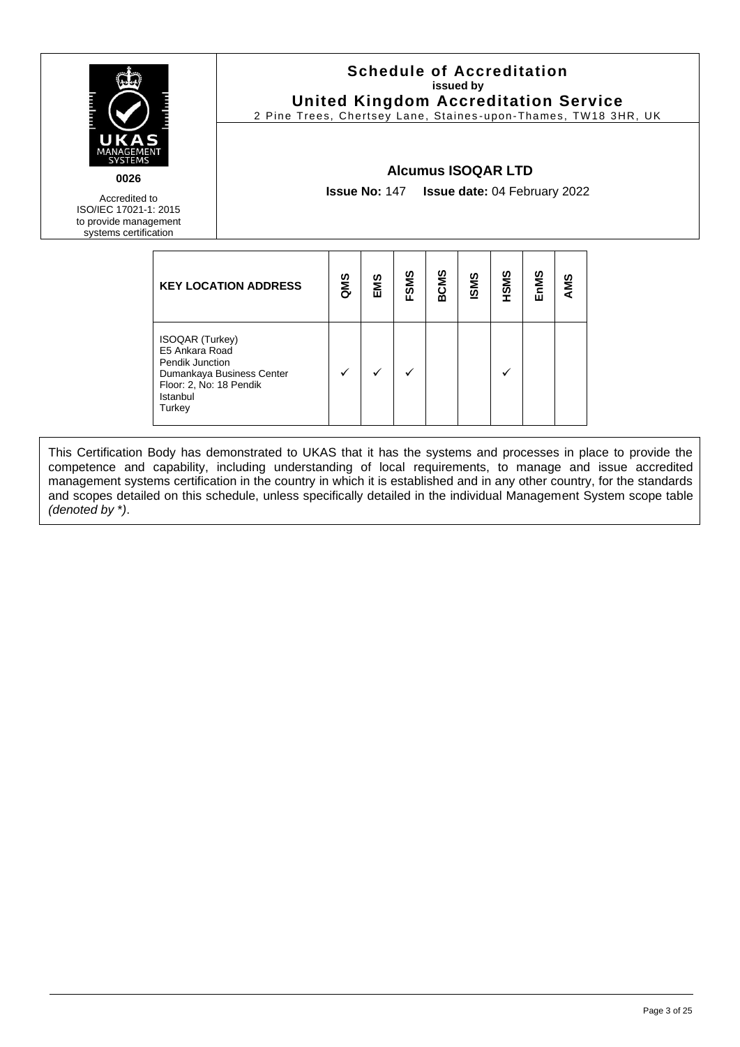# Schedule of Accreditation

**issued by**

## United Kingdom Accreditation Service

2 Pine Trees, Chertsey Lane, Staines-upon-Thames, TW18 3HR, UK

**0026**

Accredited to ISO/IEC 17021-1: 2015 to provide management systems certification

### Alcumus ISOQAR LTD

**Issue No:** 147 **Issue date:** 04 February 2022

| KEY LOCATION ADDRESS | QMS | EMS | FSMS | BCMS | ISMS | HSMS | EnMS | AMS |
|---|---|---|---|---|---|---|---|---|
| ISOQAR (Turkey)<br>E5 Ankara Road<br>Pendik Junction<br>Dumankaya Business Center<br>Floor: 2, No: 18 Pendik<br>Istanbul<br>Turkey | ✓ | ✓ | ✓ | | | ✓ | | |

This Certification Body has demonstrated to UKAS that it has the systems and processes in place to provide the competence and capability, including understanding of local requirements, to manage and issue accredited management systems certification in the country in which it is established and in any other country, for the standards and scopes detailed on this schedule, unless specifically detailed in the individual Management System scope table *(denoted by *)*.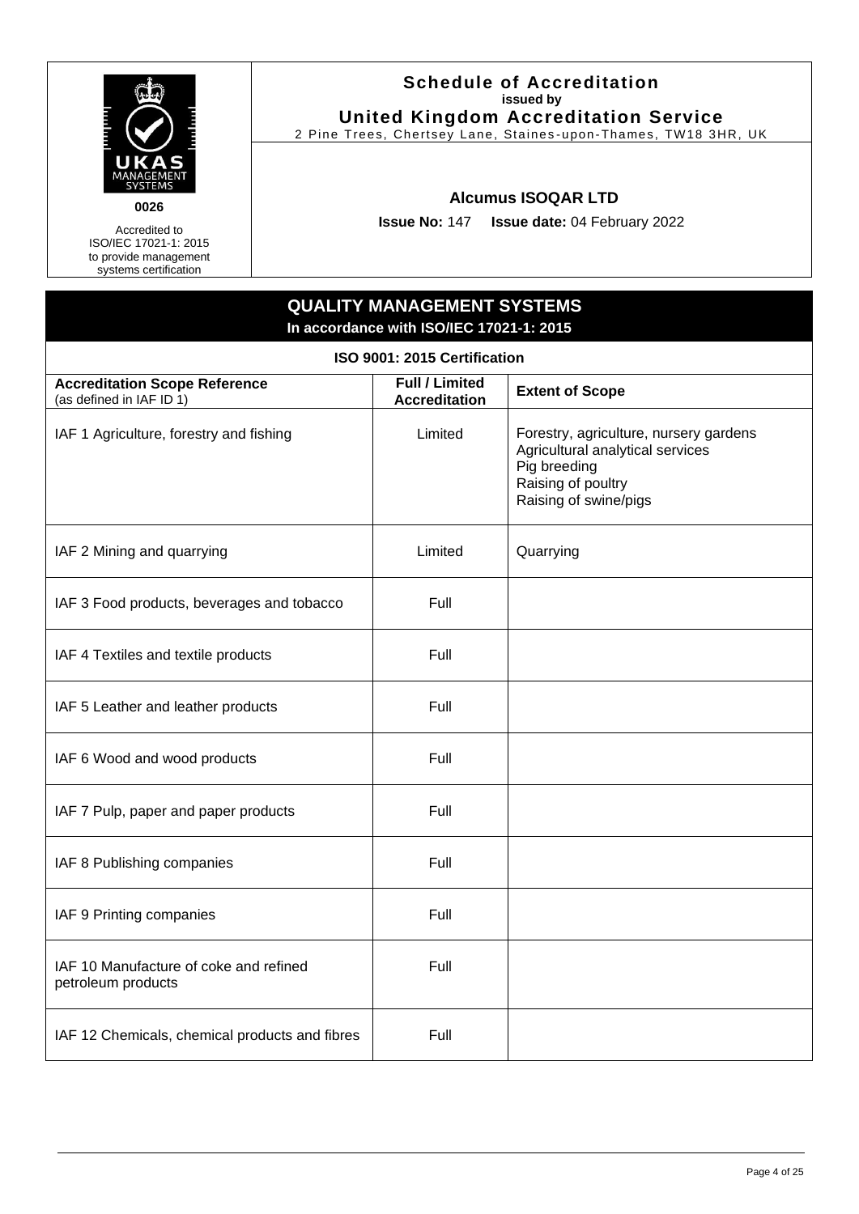**Schedule of Accreditation**
**issued by**
**United Kingdom Accreditation Service**
2 Pine Trees, Chertsey Lane, Staines-upon-Thames, TW18 3HR, UK

**0026**

Accredited to ISO/IEC 17021-1: 2015 to provide management systems certification

**Alcumus ISOQAR LTD**

**Issue No:** 147 **Issue date:** 04 February 2022

## QUALITY MANAGEMENT SYSTEMS

**In accordance with ISO/IEC 17021-1: 2015**

### ISO 9001: 2015 Certification

| **Accreditation Scope Reference** (as defined in IAF ID 1) | **Full / Limited Accreditation** | **Extent of Scope** |
|---|---|---|
| IAF 1 Agriculture, forestry and fishing | Limited | Forestry, agriculture, nursery gardens<br>Agricultural analytical services<br>Pig breeding<br>Raising of poultry<br>Raising of swine/pigs |
| IAF 2 Mining and quarrying | Limited | Quarrying |
| IAF 3 Food products, beverages and tobacco | Full | |
| IAF 4 Textiles and textile products | Full | |
| IAF 5 Leather and leather products | Full | |
| IAF 6 Wood and wood products | Full | |
| IAF 7 Pulp, paper and paper products | Full | |
| IAF 8 Publishing companies | Full | |
| IAF 9 Printing companies | Full | |
| IAF 10 Manufacture of coke and refined petroleum products | Full | |
| IAF 12 Chemicals, chemical products and fibres | Full | |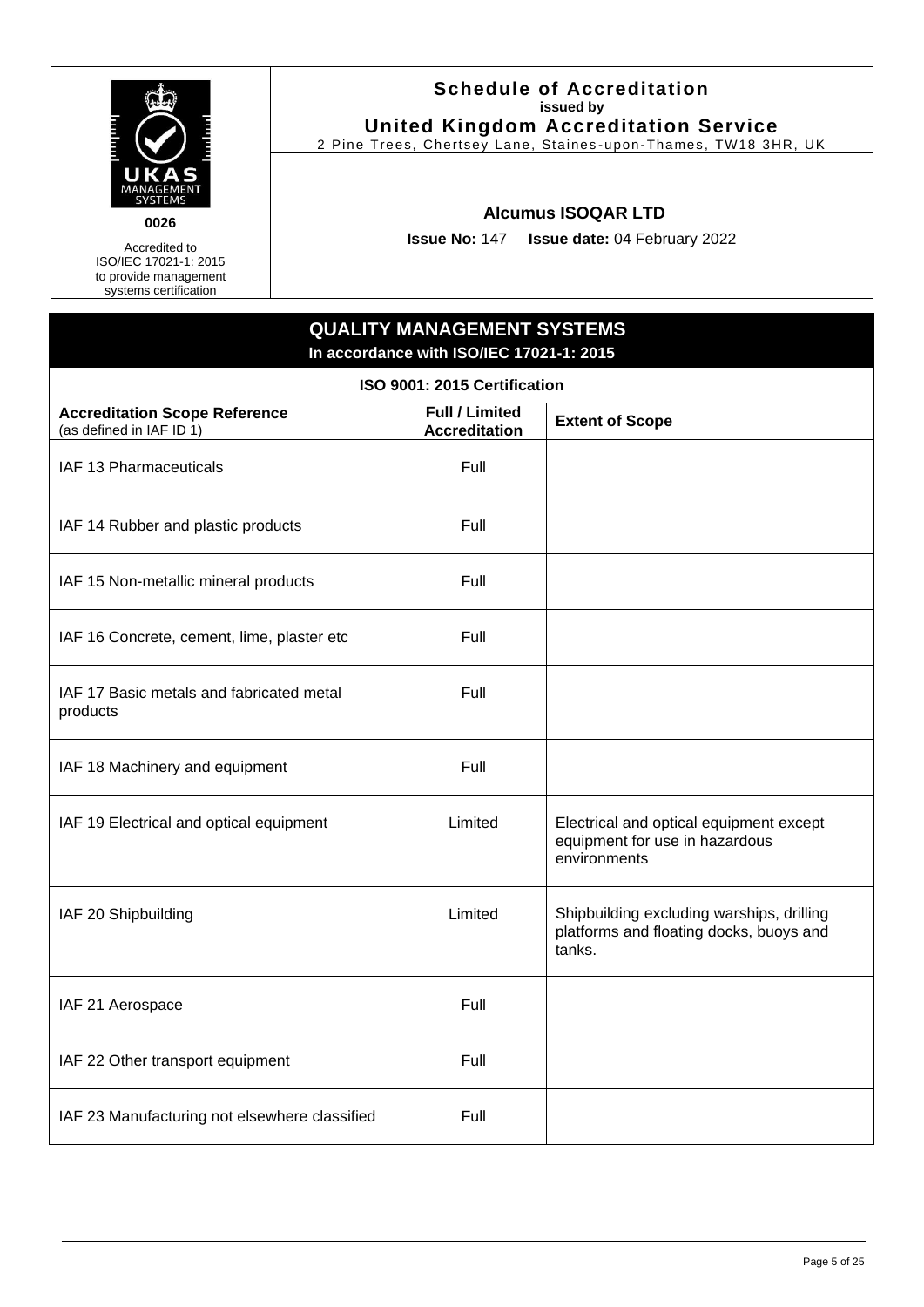**0026**

Accredited to ISO/IEC 17021-1: 2015 to provide management systems certification

**Schedule of Accreditation**
**issued by**
**United Kingdom Accreditation Service**
2 Pine Trees, Chertsey Lane, Staines-upon-Thames, TW18 3HR, UK

**Alcumus ISOQAR LTD**

**Issue No:** 147 **Issue date:** 04 February 2022

## QUALITY MANAGEMENT SYSTEMS
**In accordance with ISO/IEC 17021-1: 2015**

### ISO 9001: 2015 Certification

| **Accreditation Scope Reference** (as defined in IAF ID 1) | **Full / Limited Accreditation** | **Extent of Scope** |
|---|---|---|
| IAF 13 Pharmaceuticals | Full | |
| IAF 14 Rubber and plastic products | Full | |
| IAF 15 Non-metallic mineral products | Full | |
| IAF 16 Concrete, cement, lime, plaster etc | Full | |
| IAF 17 Basic metals and fabricated metal products | Full | |
| IAF 18 Machinery and equipment | Full | |
| IAF 19 Electrical and optical equipment | Limited | Electrical and optical equipment except equipment for use in hazardous environments |
| IAF 20 Shipbuilding | Limited | Shipbuilding excluding warships, drilling platforms and floating docks, buoys and tanks. |
| IAF 21 Aerospace | Full | |
| IAF 22 Other transport equipment | Full | |
| IAF 23 Manufacturing not elsewhere classified | Full | |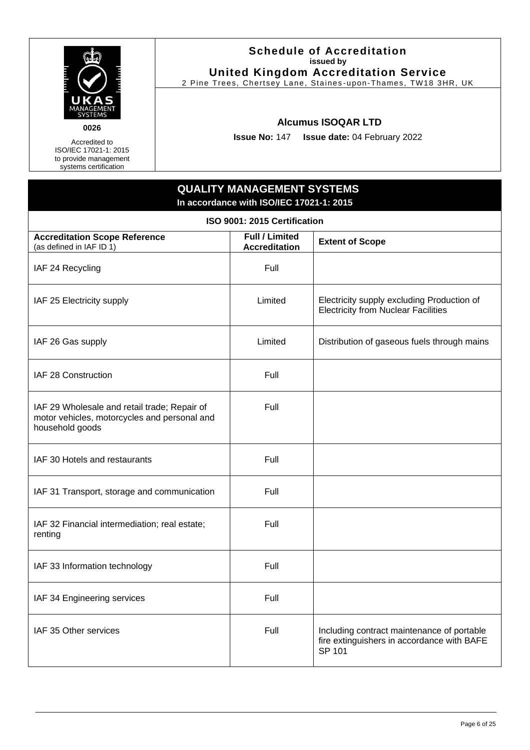UKAS MANAGEMENT SYSTEMS

0026

Accredited to ISO/IEC 17021-1: 2015 to provide management systems certification

**Schedule of Accreditation**
**issued by**
**United Kingdom Accreditation Service**
2 Pine Trees, Chertsey Lane, Staines-upon-Thames, TW18 3HR, UK

**Alcumus ISOQAR LTD**

**Issue No:** 147 **Issue date:** 04 February 2022

## QUALITY MANAGEMENT SYSTEMS
**In accordance with ISO/IEC 17021-1: 2015**

### ISO 9001: 2015 Certification

| **Accreditation Scope Reference** (as defined in IAF ID 1) | **Full / Limited Accreditation** | **Extent of Scope** |
|---|---|---|
| IAF 24 Recycling | Full | |
| IAF 25 Electricity supply | Limited | Electricity supply excluding Production of Electricity from Nuclear Facilities |
| IAF 26 Gas supply | Limited | Distribution of gaseous fuels through mains |
| IAF 28 Construction | Full | |
| IAF 29 Wholesale and retail trade; Repair of motor vehicles, motorcycles and personal and household goods | Full | |
| IAF 30 Hotels and restaurants | Full | |
| IAF 31 Transport, storage and communication | Full | |
| IAF 32 Financial intermediation; real estate; renting | Full | |
| IAF 33 Information technology | Full | |
| IAF 34 Engineering services | Full | |
| IAF 35 Other services | Full | Including contract maintenance of portable fire extinguishers in accordance with BAFE SP 101 |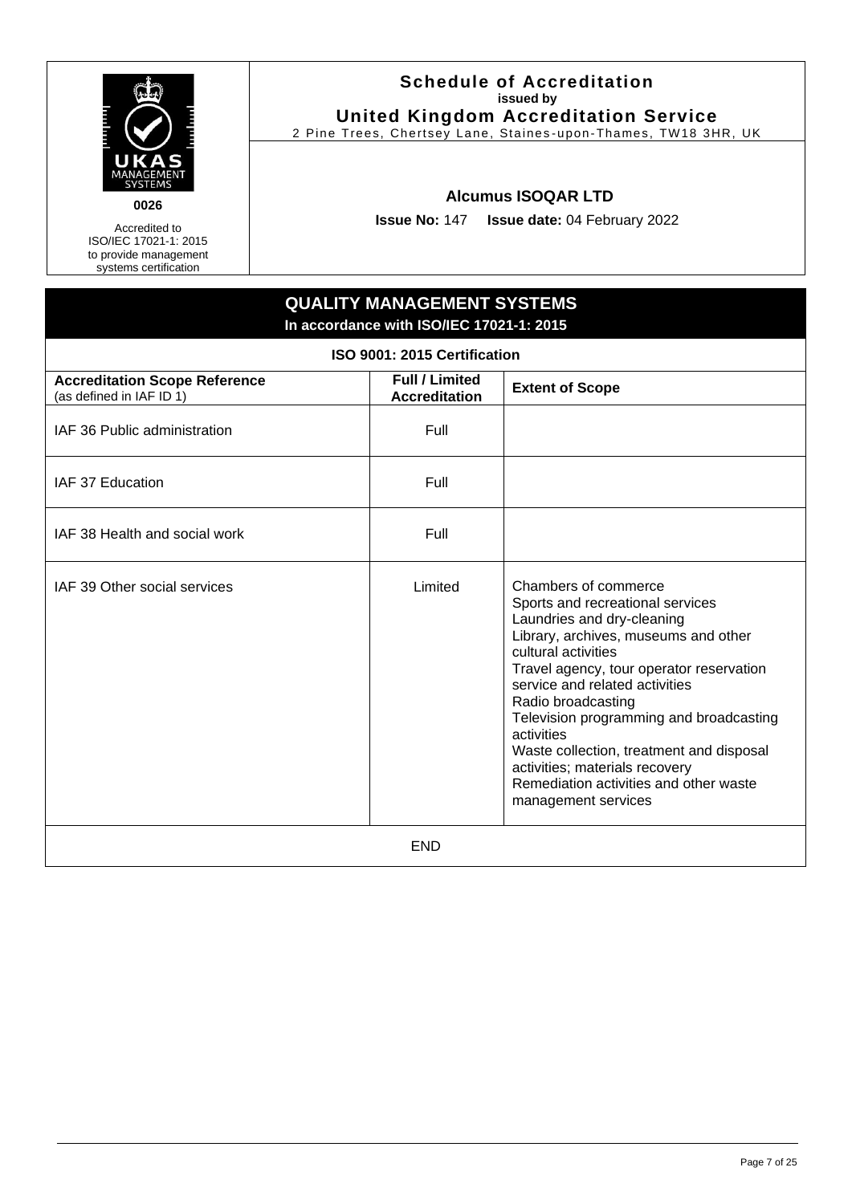UKAS MANAGEMENT SYSTEMS

0026

Accredited to ISO/IEC 17021-1: 2015 to provide management systems certification

**Schedule of Accreditation**
**issued by**
**United Kingdom Accreditation Service**
2 Pine Trees, Chertsey Lane, Staines-upon-Thames, TW18 3HR, UK

**Alcumus ISOQAR LTD**

**Issue No:** 147 **Issue date:** 04 February 2022

## QUALITY MANAGEMENT SYSTEMS

**In accordance with ISO/IEC 17021-1: 2015**

### ISO 9001: 2015 Certification

| **Accreditation Scope Reference** (as defined in IAF ID 1) | **Full / Limited Accreditation** | **Extent of Scope** |
|---|---|---|
| IAF 36 Public administration | Full | |
| IAF 37 Education | Full | |
| IAF 38 Health and social work | Full | |
| IAF 39 Other social services | Limited | Chambers of commerce<br>Sports and recreational services<br>Laundries and dry-cleaning<br>Library, archives, museums and other cultural activities<br>Travel agency, tour operator reservation service and related activities<br>Radio broadcasting<br>Television programming and broadcasting activities<br>Waste collection, treatment and disposal activities; materials recovery<br>Remediation activities and other waste management services |

END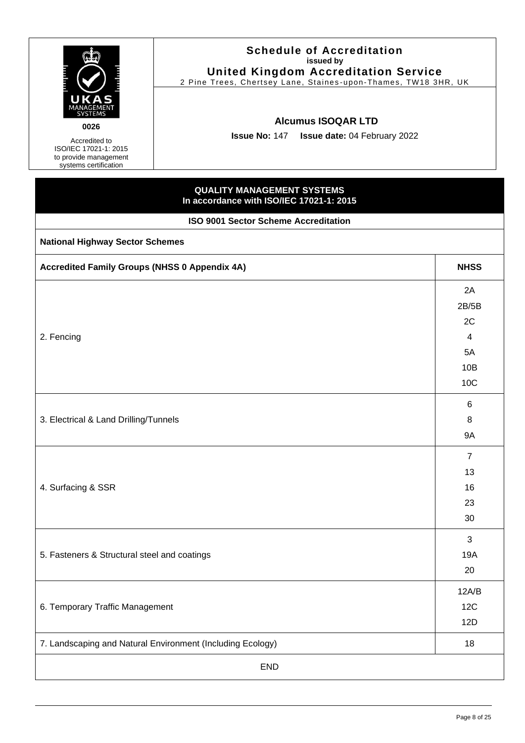0026

Accredited to ISO/IEC 17021-1: 2015 to provide management systems certification

**Schedule of Accreditation**
**issued by**
**United Kingdom Accreditation Service**
2 Pine Trees, Chertsey Lane, Staines-upon-Thames, TW18 3HR, UK

**Alcumus ISOQAR LTD**

**Issue No:** 147 **Issue date:** 04 February 2022

## QUALITY MANAGEMENT SYSTEMS
**In accordance with ISO/IEC 17021-1: 2015**

### ISO 9001 Sector Scheme Accreditation

**National Highway Sector Schemes**

| Accredited Family Groups (NHSS 0 Appendix 4A) | NHSS |
|---|---|
| 2. Fencing | 2A<br>2B/5B<br>2C<br>4<br>5A<br>10B<br>10C |
| 3. Electrical & Land Drilling/Tunnels | 6<br>8<br>9A |
| 4. Surfacing & SSR | 7<br>13<br>16<br>23<br>30 |
| 5. Fasteners & Structural steel and coatings | 3<br>19A<br>20 |
| 6. Temporary Traffic Management | 12A/B<br>12C<br>12D |
| 7. Landscaping and Natural Environment (Including Ecology) | 18 |

END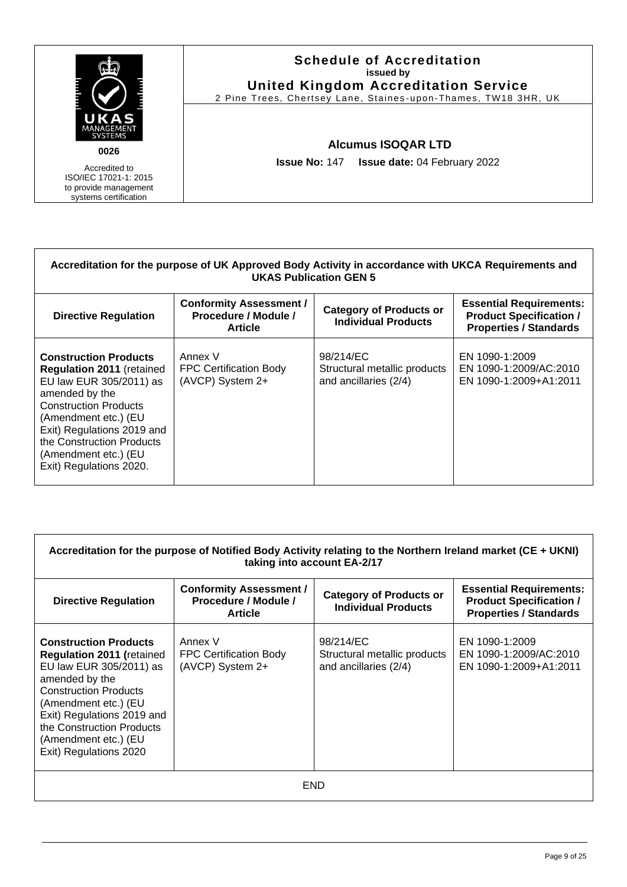| 0026 Accredited to ISO/IEC 17021-1: 2015 to provide management systems certification | **Schedule of Accreditation** issued by **United Kingdom Accreditation Service** 2 Pine Trees, Chertsey Lane, Staines-upon-Thames, TW18 3HR, UK **Alcumus ISOQAR LTD** **Issue No:** 147 **Issue date:** 04 February 2022 |
|---|---|

| **Accreditation for the purpose of UK Approved Body Activity in accordance with UKCA Requirements and UKAS Publication GEN 5** | | | |
|---|---|---|---|
| **Directive Regulation** | **Conformity Assessment / Procedure / Module / Article** | **Category of Products or Individual Products** | **Essential Requirements: Product Specification / Properties / Standards** |
| **Construction Products Regulation 2011** (retained EU law EUR 305/2011) as amended by the Construction Products (Amendment etc.) (EU Exit) Regulations 2019 and the Construction Products (Amendment etc.) (EU Exit) Regulations 2020. | Annex V FPC Certification Body (AVCP) System 2+ | 98/214/EC Structural metallic products and ancillaries (2/4) | EN 1090-1:2009 EN 1090-1:2009/AC:2010 EN 1090-1:2009+A1:2011 |

| **Accreditation for the purpose of Notified Body Activity relating to the Northern Ireland market (CE + UKNI) taking into account EA-2/17** | | | |
|---|---|---|---|
| **Directive Regulation** | **Conformity Assessment / Procedure / Module / Article** | **Category of Products or Individual Products** | **Essential Requirements: Product Specification / Properties / Standards** |
| **Construction Products Regulation 2011 (**retained EU law EUR 305/2011) as amended by the Construction Products (Amendment etc.) (EU Exit) Regulations 2019 and the Construction Products (Amendment etc.) (EU Exit) Regulations 2020 | Annex V FPC Certification Body (AVCP) System 2+ | 98/214/EC Structural metallic products and ancillaries (2/4) | EN 1090-1:2009 EN 1090-1:2009/AC:2010 EN 1090-1:2009+A1:2011 |
| END | | | |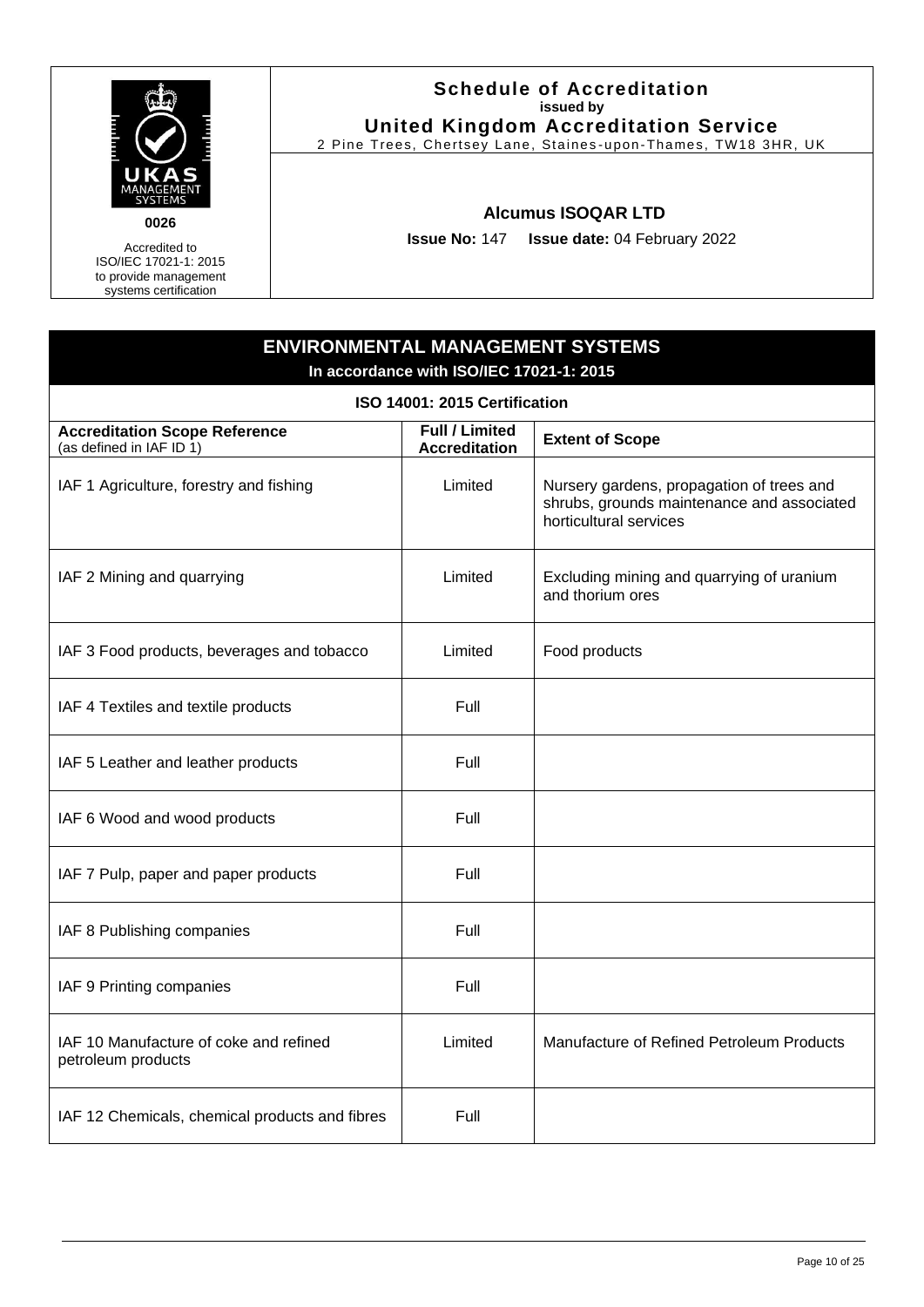UKAS MANAGEMENT SYSTEMS

0026

Accredited to ISO/IEC 17021-1: 2015 to provide management systems certification

**Schedule of Accreditation**
**issued by**
**United Kingdom Accreditation Service**
2 Pine Trees, Chertsey Lane, Staines-upon-Thames, TW18 3HR, UK

**Alcumus ISOQAR LTD**

**Issue No:** 147 **Issue date:** 04 February 2022

## ENVIRONMENTAL MANAGEMENT SYSTEMS

**In accordance with ISO/IEC 17021-1: 2015**

**ISO 14001: 2015 Certification**

| **Accreditation Scope Reference** (as defined in IAF ID 1) | **Full / Limited Accreditation** | **Extent of Scope** |
|---|---|---|
| IAF 1 Agriculture, forestry and fishing | Limited | Nursery gardens, propagation of trees and shrubs, grounds maintenance and associated horticultural services |
| IAF 2 Mining and quarrying | Limited | Excluding mining and quarrying of uranium and thorium ores |
| IAF 3 Food products, beverages and tobacco | Limited | Food products |
| IAF 4 Textiles and textile products | Full | |
| IAF 5 Leather and leather products | Full | |
| IAF 6 Wood and wood products | Full | |
| IAF 7 Pulp, paper and paper products | Full | |
| IAF 8 Publishing companies | Full | |
| IAF 9 Printing companies | Full | |
| IAF 10 Manufacture of coke and refined petroleum products | Limited | Manufacture of Refined Petroleum Products |
| IAF 12 Chemicals, chemical products and fibres | Full | |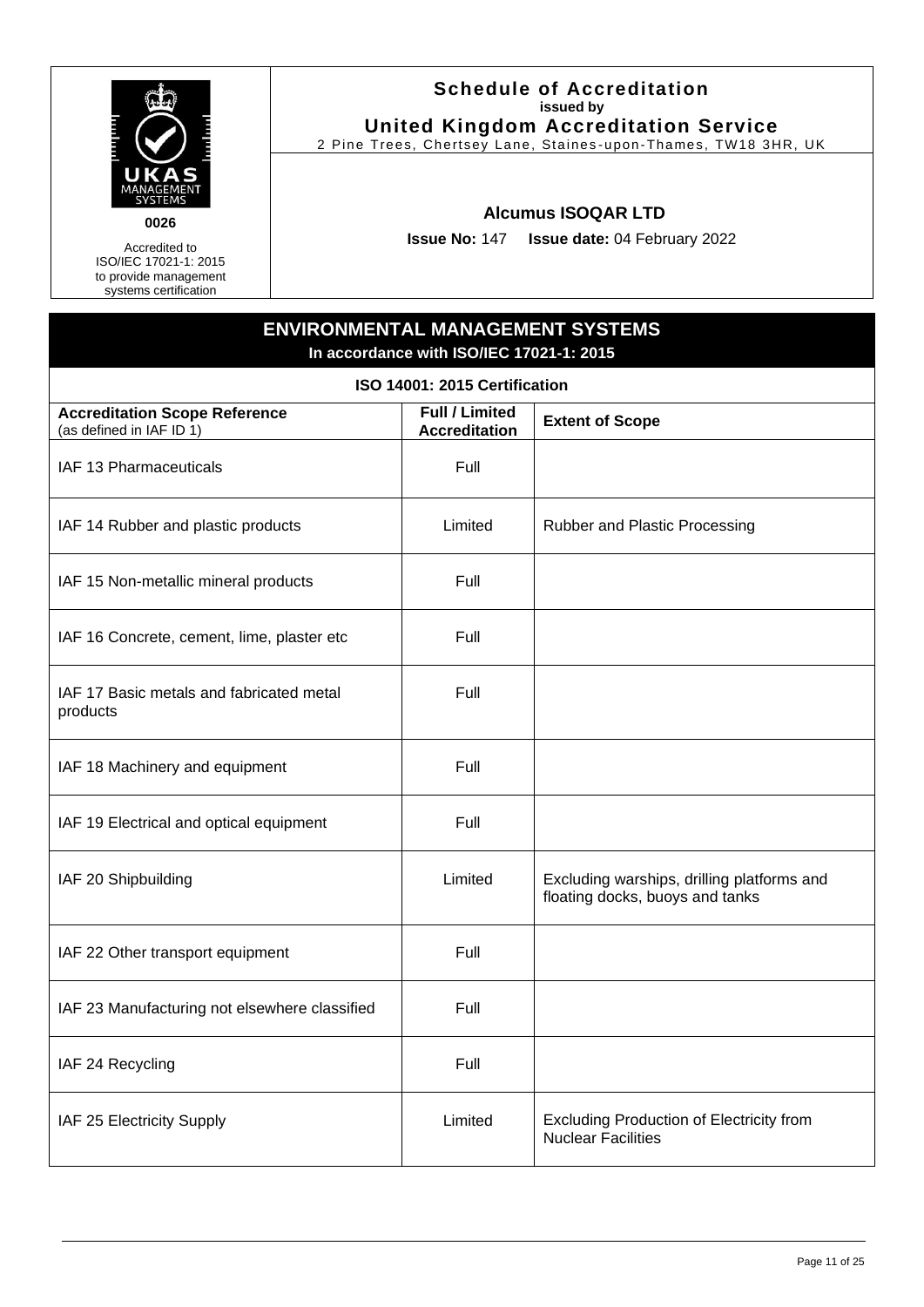**0026**

Accredited to ISO/IEC 17021-1: 2015 to provide management systems certification

**Schedule of Accreditation**
**issued by**
**United Kingdom Accreditation Service**
2 Pine Trees, Chertsey Lane, Staines-upon-Thames, TW18 3HR, UK

**Alcumus ISOQAR LTD**

**Issue No:** 147 **Issue date:** 04 February 2022

## ENVIRONMENTAL MANAGEMENT SYSTEMS

**In accordance with ISO/IEC 17021-1: 2015**

### ISO 14001: 2015 Certification

| **Accreditation Scope Reference** (as defined in IAF ID 1) | **Full / Limited Accreditation** | **Extent of Scope** |
|---|---|---|
| IAF 13 Pharmaceuticals | Full | |
| IAF 14 Rubber and plastic products | Limited | Rubber and Plastic Processing |
| IAF 15 Non-metallic mineral products | Full | |
| IAF 16 Concrete, cement, lime, plaster etc | Full | |
| IAF 17 Basic metals and fabricated metal products | Full | |
| IAF 18 Machinery and equipment | Full | |
| IAF 19 Electrical and optical equipment | Full | |
| IAF 20 Shipbuilding | Limited | Excluding warships, drilling platforms and floating docks, buoys and tanks |
| IAF 22 Other transport equipment | Full | |
| IAF 23 Manufacturing not elsewhere classified | Full | |
| IAF 24 Recycling | Full | |
| IAF 25 Electricity Supply | Limited | Excluding Production of Electricity from Nuclear Facilities |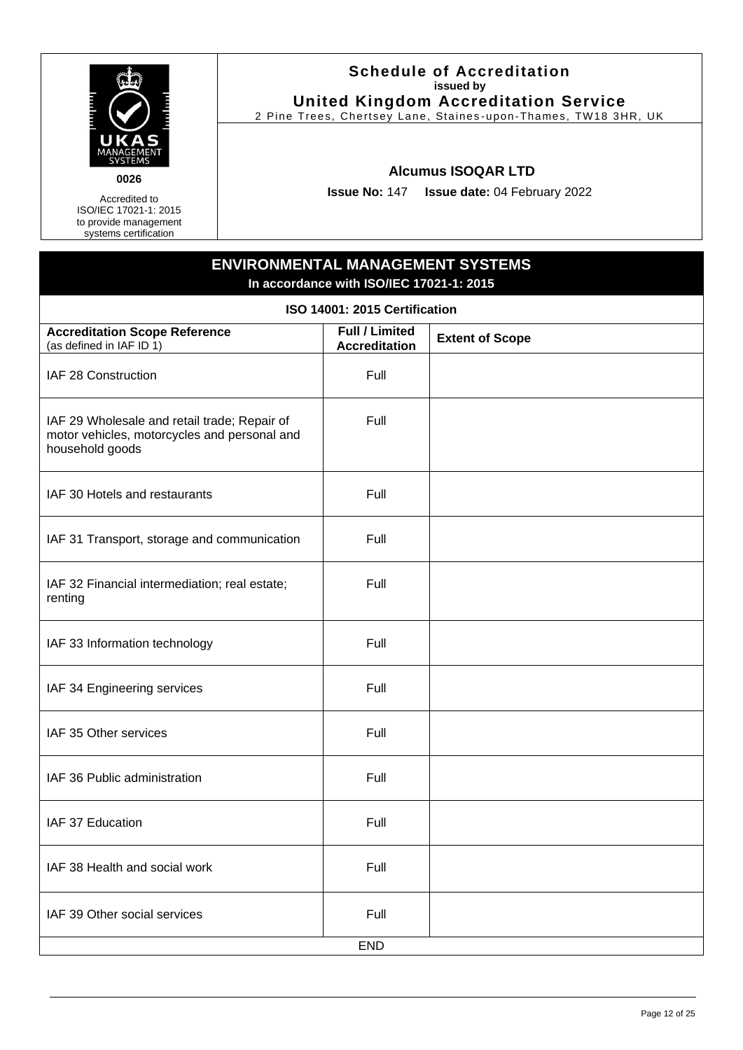UKAS MANAGEMENT SYSTEMS

0026

Accredited to ISO/IEC 17021-1: 2015 to provide management systems certification

**Schedule of Accreditation**
**issued by**
**United Kingdom Accreditation Service**
2 Pine Trees, Chertsey Lane, Staines-upon-Thames, TW18 3HR, UK

**Alcumus ISOQAR LTD**

**Issue No:** 147 **Issue date:** 04 February 2022

## ENVIRONMENTAL MANAGEMENT SYSTEMS

**In accordance with ISO/IEC 17021-1: 2015**

**ISO 14001: 2015 Certification**

| **Accreditation Scope Reference** (as defined in IAF ID 1) | **Full / Limited Accreditation** | **Extent of Scope** |
|---|---|---|
| IAF 28 Construction | Full | |
| IAF 29 Wholesale and retail trade; Repair of motor vehicles, motorcycles and personal and household goods | Full | |
| IAF 30 Hotels and restaurants | Full | |
| IAF 31 Transport, storage and communication | Full | |
| IAF 32 Financial intermediation; real estate; renting | Full | |
| IAF 33 Information technology | Full | |
| IAF 34 Engineering services | Full | |
| IAF 35 Other services | Full | |
| IAF 36 Public administration | Full | |
| IAF 37 Education | Full | |
| IAF 38 Health and social work | Full | |
| IAF 39 Other social services | Full | |

END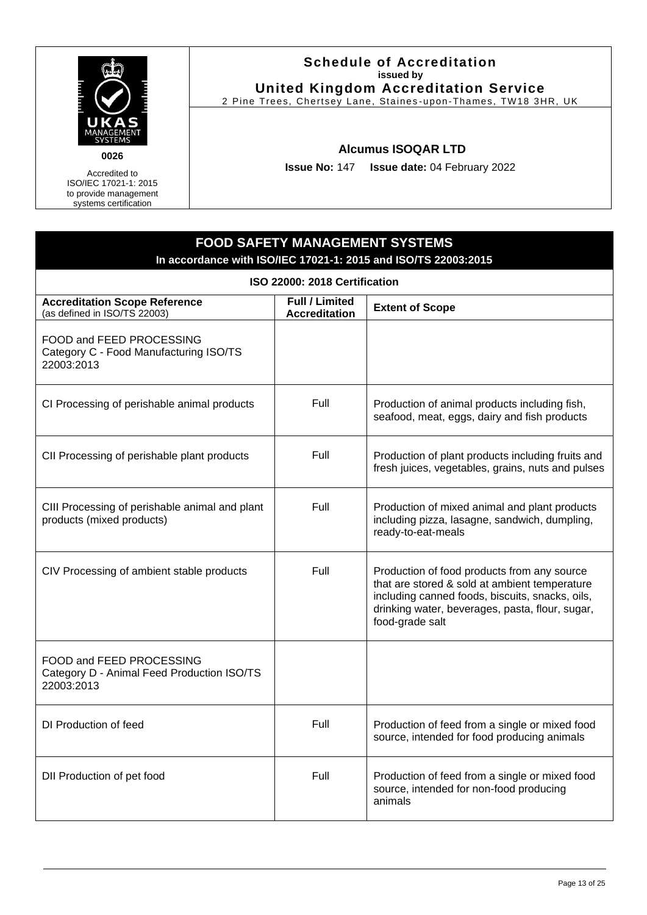**0026**

Accredited to ISO/IEC 17021-1: 2015 to provide management systems certification

**Schedule of Accreditation**
**issued by**
**United Kingdom Accreditation Service**
2 Pine Trees, Chertsey Lane, Staines-upon-Thames, TW18 3HR, UK

**Alcumus ISOQAR LTD**

**Issue No:** 147 **Issue date:** 04 February 2022

## FOOD SAFETY MANAGEMENT SYSTEMS

**In accordance with ISO/IEC 17021-1: 2015 and ISO/TS 22003:2015**

**ISO 22000: 2018 Certification**

| Accreditation Scope Reference (as defined in ISO/TS 22003) | Full / Limited Accreditation | Extent of Scope |
|---|---|---|
| FOOD and FEED PROCESSING Category C - Food Manufacturing ISO/TS 22003:2013 | | |
| CI Processing of perishable animal products | Full | Production of animal products including fish, seafood, meat, eggs, dairy and fish products |
| CII Processing of perishable plant products | Full | Production of plant products including fruits and fresh juices, vegetables, grains, nuts and pulses |
| CIII Processing of perishable animal and plant products (mixed products) | Full | Production of mixed animal and plant products including pizza, lasagne, sandwich, dumpling, ready-to-eat-meals |
| CIV Processing of ambient stable products | Full | Production of food products from any source that are stored & sold at ambient temperature including canned foods, biscuits, snacks, oils, drinking water, beverages, pasta, flour, sugar, food-grade salt |
| FOOD and FEED PROCESSING Category D - Animal Feed Production ISO/TS 22003:2013 | | |
| DI Production of feed | Full | Production of feed from a single or mixed food source, intended for food producing animals |
| DII Production of pet food | Full | Production of feed from a single or mixed food source, intended for non-food producing animals |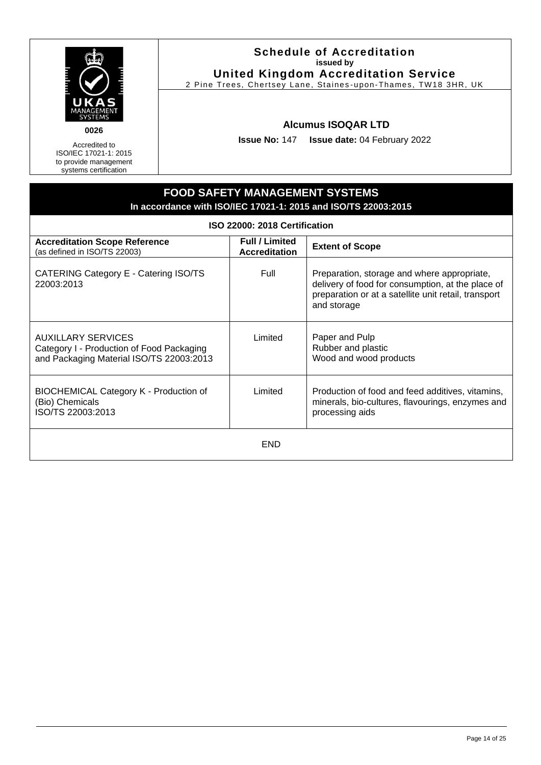**0026**

Accredited to ISO/IEC 17021-1: 2015 to provide management systems certification

**Schedule of Accreditation**
**issued by**
**United Kingdom Accreditation Service**
2 Pine Trees, Chertsey Lane, Staines-upon-Thames, TW18 3HR, UK

**Alcumus ISOQAR LTD**

**Issue No:** 147 **Issue date:** 04 February 2022

## FOOD SAFETY MANAGEMENT SYSTEMS

**In accordance with ISO/IEC 17021-1: 2015 and ISO/TS 22003:2015**

**ISO 22000: 2018 Certification**

| **Accreditation Scope Reference** (as defined in ISO/TS 22003) | **Full / Limited Accreditation** | **Extent of Scope** |
|---|---|---|
| CATERING Category E - Catering ISO/TS 22003:2013 | Full | Preparation, storage and where appropriate, delivery of food for consumption, at the place of preparation or at a satellite unit retail, transport and storage |
| AUXILLARY SERVICES Category I - Production of Food Packaging and Packaging Material ISO/TS 22003:2013 | Limited | Paper and Pulp<br>Rubber and plastic<br>Wood and wood products |
| BIOCHEMICAL Category K - Production of (Bio) Chemicals ISO/TS 22003:2013 | Limited | Production of food and feed additives, vitamins, minerals, bio-cultures, flavourings, enzymes and processing aids |

END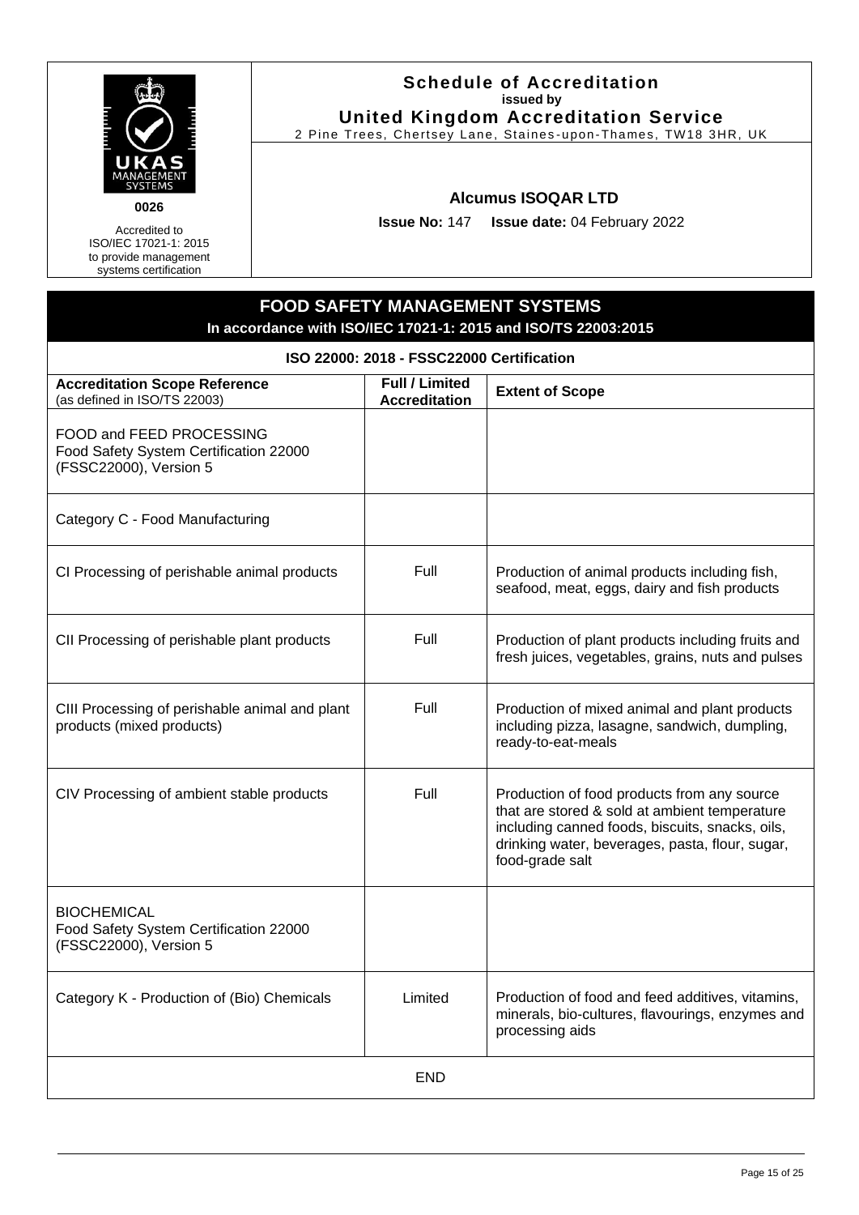**UKAS MANAGEMENT SYSTEMS**

**0026**

Accredited to ISO/IEC 17021-1: 2015 to provide management systems certification

# Schedule of Accreditation
**issued by**
## United Kingdom Accreditation Service
2 Pine Trees, Chertsey Lane, Staines-upon-Thames, TW18 3HR, UK

### Alcumus ISOQAR LTD

**Issue No:** 147 **Issue date:** 04 February 2022

## FOOD SAFETY MANAGEMENT SYSTEMS
**In accordance with ISO/IEC 17021-1: 2015 and ISO/TS 22003:2015**

**ISO 22000: 2018 - FSSC22000 Certification**

| **Accreditation Scope Reference** (as defined in ISO/TS 22003) | **Full / Limited Accreditation** | **Extent of Scope** |
|---|---|---|
| FOOD and FEED PROCESSING Food Safety System Certification 22000 (FSSC22000), Version 5 | | |
| Category C - Food Manufacturing | | |
| CI Processing of perishable animal products | Full | Production of animal products including fish, seafood, meat, eggs, dairy and fish products |
| CII Processing of perishable plant products | Full | Production of plant products including fruits and fresh juices, vegetables, grains, nuts and pulses |
| CIII Processing of perishable animal and plant products (mixed products) | Full | Production of mixed animal and plant products including pizza, lasagne, sandwich, dumpling, ready-to-eat-meals |
| CIV Processing of ambient stable products | Full | Production of food products from any source that are stored & sold at ambient temperature including canned foods, biscuits, snacks, oils, drinking water, beverages, pasta, flour, sugar, food-grade salt |
| BIOCHEMICAL Food Safety System Certification 22000 (FSSC22000), Version 5 | | |
| Category K - Production of (Bio) Chemicals | Limited | Production of food and feed additives, vitamins, minerals, bio-cultures, flavourings, enzymes and processing aids |

END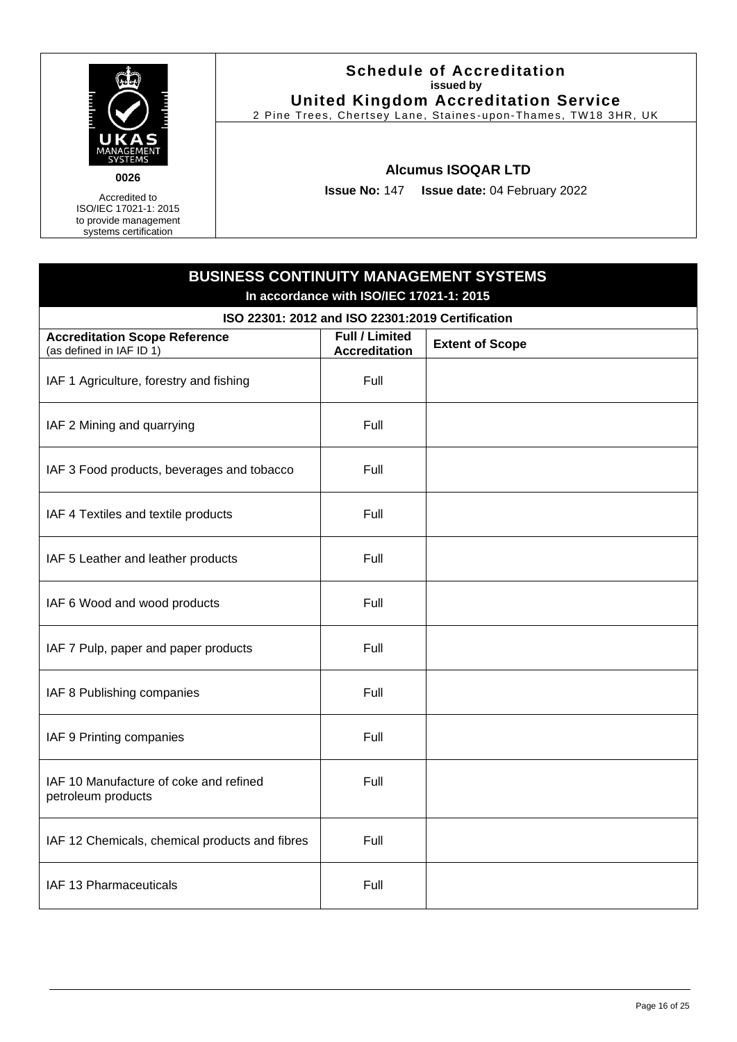**UKAS MANAGEMENT SYSTEMS**

**0026**

Accredited to ISO/IEC 17021-1: 2015 to provide management systems certification

## Schedule of Accreditation
**issued by**
**United Kingdom Accreditation Service**
2 Pine Trees, Chertsey Lane, Staines-upon-Thames, TW18 3HR, UK

### Alcumus ISOQAR LTD

**Issue No:** 147 **Issue date:** 04 February 2022

## BUSINESS CONTINUITY MANAGEMENT SYSTEMS
**In accordance with ISO/IEC 17021-1: 2015**

**ISO 22301: 2012 and ISO 22301:2019 Certification**

| **Accreditation Scope Reference** (as defined in IAF ID 1) | **Full / Limited Accreditation** | **Extent of Scope** |
|---|---|---|
| IAF 1 Agriculture, forestry and fishing | Full | |
| IAF 2 Mining and quarrying | Full | |
| IAF 3 Food products, beverages and tobacco | Full | |
| IAF 4 Textiles and textile products | Full | |
| IAF 5 Leather and leather products | Full | |
| IAF 6 Wood and wood products | Full | |
| IAF 7 Pulp, paper and paper products | Full | |
| IAF 8 Publishing companies | Full | |
| IAF 9 Printing companies | Full | |
| IAF 10 Manufacture of coke and refined petroleum products | Full | |
| IAF 12 Chemicals, chemical products and fibres | Full | |
| IAF 13 Pharmaceuticals | Full | |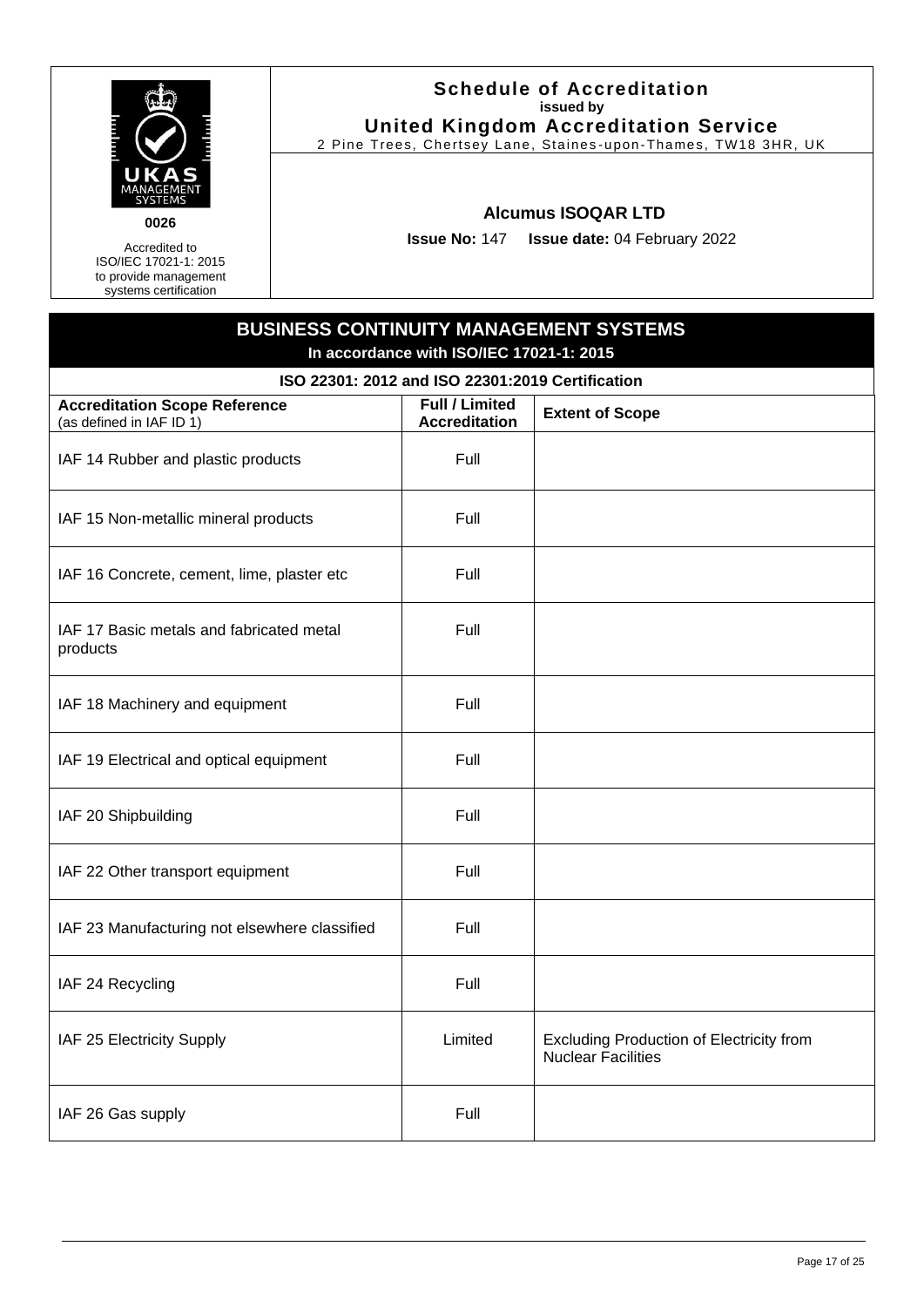**0026**

Accredited to ISO/IEC 17021-1: 2015 to provide management systems certification

# Schedule of Accreditation
**issued by**
**United Kingdom Accreditation Service**
2 Pine Trees, Chertsey Lane, Staines-upon-Thames, TW18 3HR, UK

**Alcumus ISOQAR LTD**

**Issue No:** 147 **Issue date:** 04 February 2022

## BUSINESS CONTINUITY MANAGEMENT SYSTEMS
**In accordance with ISO/IEC 17021-1: 2015**

**ISO 22301: 2012 and ISO 22301:2019 Certification**

| **Accreditation Scope Reference** (as defined in IAF ID 1) | **Full / Limited Accreditation** | **Extent of Scope** |
|---|---|---|
| IAF 14 Rubber and plastic products | Full | |
| IAF 15 Non-metallic mineral products | Full | |
| IAF 16 Concrete, cement, lime, plaster etc | Full | |
| IAF 17 Basic metals and fabricated metal products | Full | |
| IAF 18 Machinery and equipment | Full | |
| IAF 19 Electrical and optical equipment | Full | |
| IAF 20 Shipbuilding | Full | |
| IAF 22 Other transport equipment | Full | |
| IAF 23 Manufacturing not elsewhere classified | Full | |
| IAF 24 Recycling | Full | |
| IAF 25 Electricity Supply | Limited | Excluding Production of Electricity from Nuclear Facilities |
| IAF 26 Gas supply | Full | |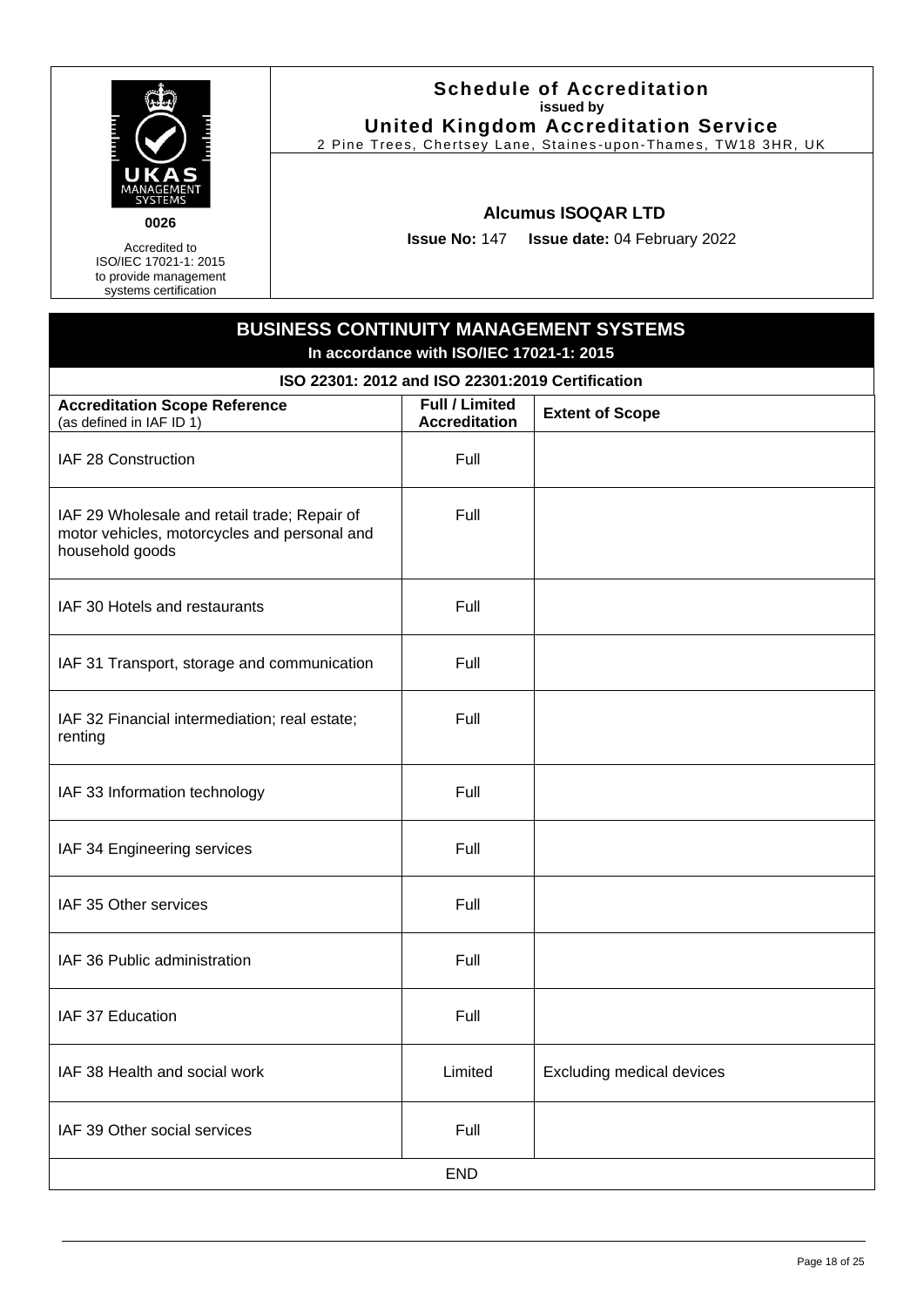UKAS MANAGEMENT SYSTEMS

0026

Accredited to ISO/IEC 17021-1: 2015 to provide management systems certification

**Schedule of Accreditation**
**issued by**
**United Kingdom Accreditation Service**
2 Pine Trees, Chertsey Lane, Staines-upon-Thames, TW18 3HR, UK

**Alcumus ISOQAR LTD**

**Issue No:** 147 **Issue date:** 04 February 2022

## BUSINESS CONTINUITY MANAGEMENT SYSTEMS

**In accordance with ISO/IEC 17021-1: 2015**

**ISO 22301: 2012 and ISO 22301:2019 Certification**

| Accreditation Scope Reference (as defined in IAF ID 1) | Full / Limited Accreditation | Extent of Scope |
|---|---|---|
| IAF 28 Construction | Full | |
| IAF 29 Wholesale and retail trade; Repair of motor vehicles, motorcycles and personal and household goods | Full | |
| IAF 30 Hotels and restaurants | Full | |
| IAF 31 Transport, storage and communication | Full | |
| IAF 32 Financial intermediation; real estate; renting | Full | |
| IAF 33 Information technology | Full | |
| IAF 34 Engineering services | Full | |
| IAF 35 Other services | Full | |
| IAF 36 Public administration | Full | |
| IAF 37 Education | Full | |
| IAF 38 Health and social work | Limited | Excluding medical devices |
| IAF 39 Other social services | Full | |

END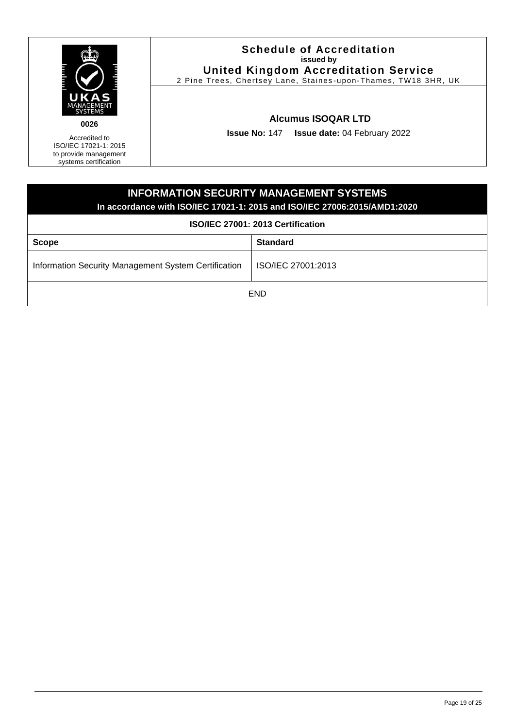| 0026 Accredited to ISO/IEC 17021-1: 2015 to provide management systems certification | **Schedule of Accreditation** **issued by** **United Kingdom Accreditation Service** 2 Pine Trees, Chertsey Lane, Staines-upon-Thames, TW18 3HR, UK |
|---|---|
| | **Alcumus ISOQAR LTD** **Issue No:** 147 **Issue date:** 04 February 2022 |

## INFORMATION SECURITY MANAGEMENT SYSTEMS

**In accordance with ISO/IEC 17021-1: 2015 and ISO/IEC 27006:2015/AMD1:2020**

**ISO/IEC 27001: 2013 Certification**

| **Scope** | **Standard** |
|---|---|
| Information Security Management System Certification | ISO/IEC 27001:2013 |

END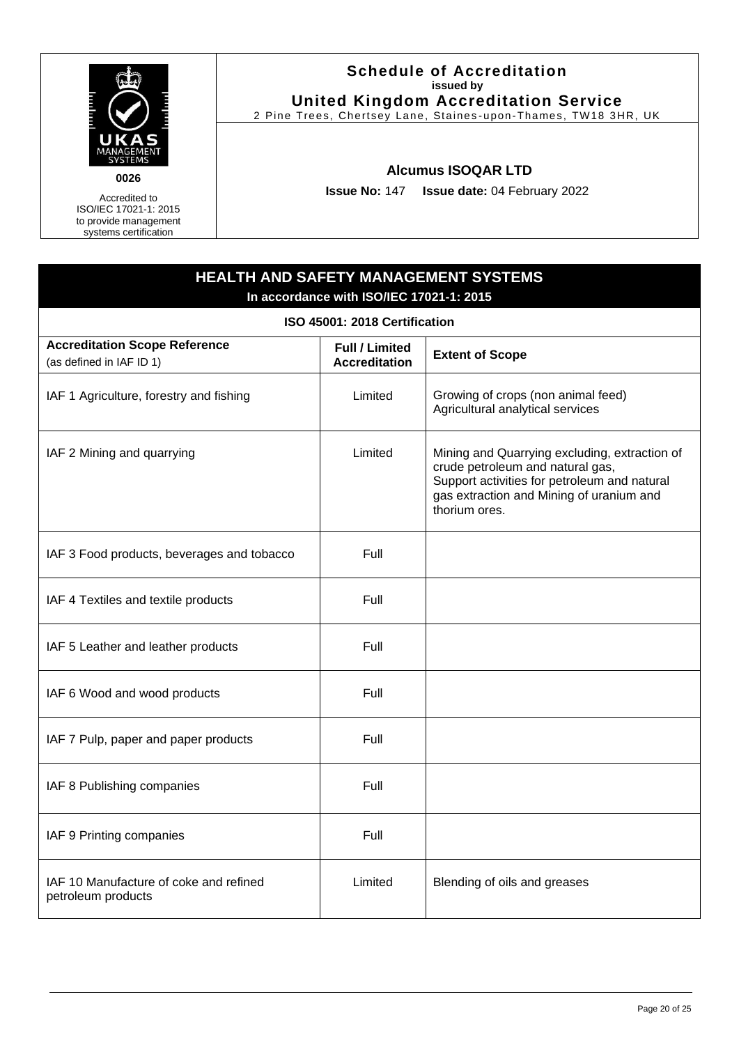**0026**

Accredited to ISO/IEC 17021-1: 2015 to provide management systems certification

# Schedule of Accreditation

**issued by**

**United Kingdom Accreditation Service**

2 Pine Trees, Chertsey Lane, Staines-upon-Thames, TW18 3HR, UK

## Alcumus ISOQAR LTD

**Issue No:** 147 **Issue date:** 04 February 2022

## HEALTH AND SAFETY MANAGEMENT SYSTEMS

**In accordance with ISO/IEC 17021-1: 2015**

### ISO 45001: 2018 Certification

| Accreditation Scope Reference (as defined in IAF ID 1) | Full / Limited Accreditation | Extent of Scope |
|---|---|---|
| IAF 1 Agriculture, forestry and fishing | Limited | Growing of crops (non animal feed)<br>Agricultural analytical services |
| IAF 2 Mining and quarrying | Limited | Mining and Quarrying excluding, extraction of crude petroleum and natural gas, Support activities for petroleum and natural gas extraction and Mining of uranium and thorium ores. |
| IAF 3 Food products, beverages and tobacco | Full | |
| IAF 4 Textiles and textile products | Full | |
| IAF 5 Leather and leather products | Full | |
| IAF 6 Wood and wood products | Full | |
| IAF 7 Pulp, paper and paper products | Full | |
| IAF 8 Publishing companies | Full | |
| IAF 9 Printing companies | Full | |
| IAF 10 Manufacture of coke and refined petroleum products | Limited | Blending of oils and greases |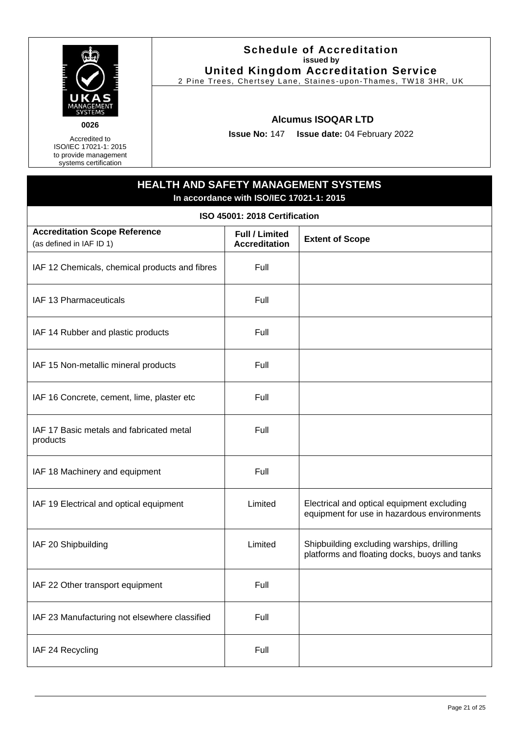**Schedule of Accreditation**
issued by
**United Kingdom Accreditation Service**
2 Pine Trees, Chertsey Lane, Staines-upon-Thames, TW18 3HR, UK

UKAS MANAGEMENT SYSTEMS

**0026**

Accredited to ISO/IEC 17021-1: 2015 to provide management systems certification

**Alcumus ISOQAR LTD**

**Issue No:** 147 **Issue date:** 04 February 2022

## HEALTH AND SAFETY MANAGEMENT SYSTEMS

**In accordance with ISO/IEC 17021-1: 2015**

### ISO 45001: 2018 Certification

| **Accreditation Scope Reference** (as defined in IAF ID 1) | **Full / Limited Accreditation** | **Extent of Scope** |
|---|---|---|
| IAF 12 Chemicals, chemical products and fibres | Full | |
| IAF 13 Pharmaceuticals | Full | |
| IAF 14 Rubber and plastic products | Full | |
| IAF 15 Non-metallic mineral products | Full | |
| IAF 16 Concrete, cement, lime, plaster etc | Full | |
| IAF 17 Basic metals and fabricated metal products | Full | |
| IAF 18 Machinery and equipment | Full | |
| IAF 19 Electrical and optical equipment | Limited | Electrical and optical equipment excluding equipment for use in hazardous environments |
| IAF 20 Shipbuilding | Limited | Shipbuilding excluding warships, drilling platforms and floating docks, buoys and tanks |
| IAF 22 Other transport equipment | Full | |
| IAF 23 Manufacturing not elsewhere classified | Full | |
| IAF 24 Recycling | Full | |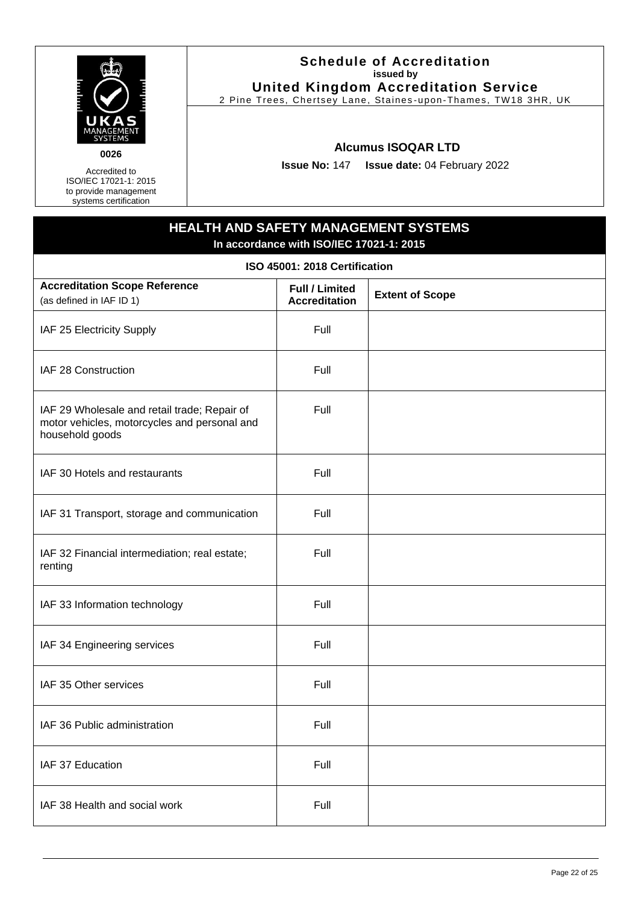UKAS MANAGEMENT SYSTEMS

0026

Accredited to ISO/IEC 17021-1: 2015 to provide management systems certification

**Schedule of Accreditation**
**issued by**
**United Kingdom Accreditation Service**
2 Pine Trees, Chertsey Lane, Staines-upon-Thames, TW18 3HR, UK

**Alcumus ISOQAR LTD**

**Issue No:** 147 **Issue date:** 04 February 2022

## HEALTH AND SAFETY MANAGEMENT SYSTEMS

**In accordance with ISO/IEC 17021-1: 2015**

### ISO 45001: 2018 Certification

| **Accreditation Scope Reference** (as defined in IAF ID 1) | **Full / Limited Accreditation** | **Extent of Scope** |
|---|---|---|
| IAF 25 Electricity Supply | Full | |
| IAF 28 Construction | Full | |
| IAF 29 Wholesale and retail trade; Repair of motor vehicles, motorcycles and personal and household goods | Full | |
| IAF 30 Hotels and restaurants | Full | |
| IAF 31 Transport, storage and communication | Full | |
| IAF 32 Financial intermediation; real estate; renting | Full | |
| IAF 33 Information technology | Full | |
| IAF 34 Engineering services | Full | |
| IAF 35 Other services | Full | |
| IAF 36 Public administration | Full | |
| IAF 37 Education | Full | |
| IAF 38 Health and social work | Full | |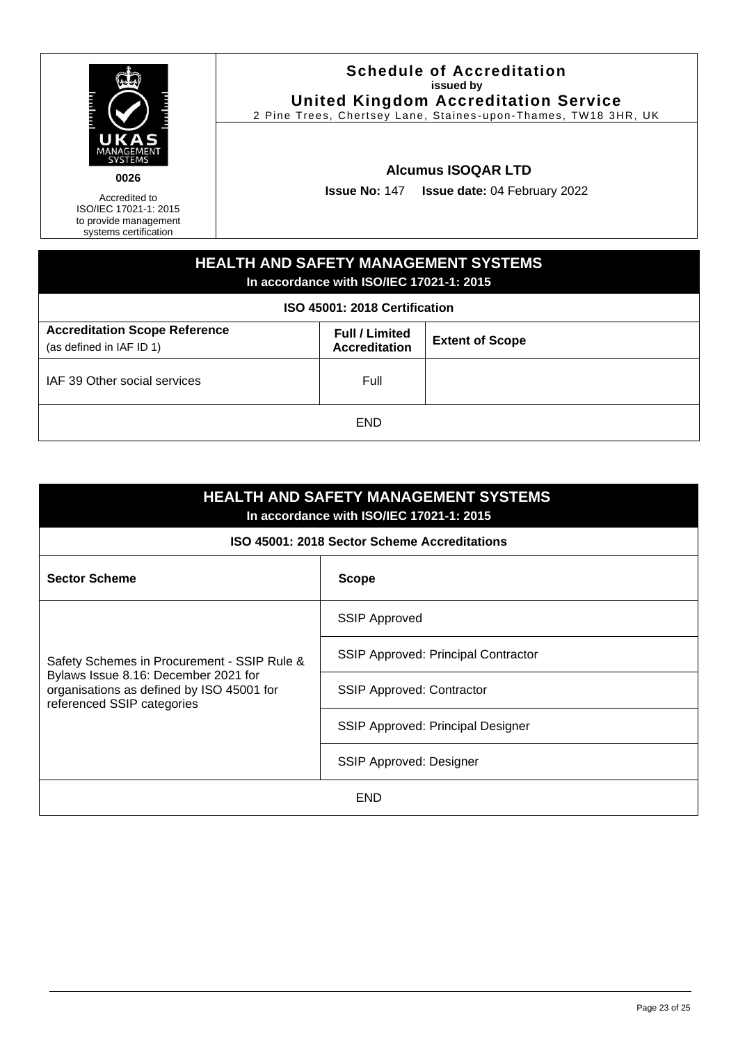| | Schedule of Accreditation<br>issued by<br>United Kingdom Accreditation Service<br>2 Pine Trees, Chertsey Lane, Staines-upon-Thames, TW18 3HR, UK |
|---|---|
| 0026<br>Accredited to ISO/IEC 17021-1: 2015 to provide management systems certification | **Alcumus ISOQAR LTD**<br>**Issue No:** 147 **Issue date:** 04 February 2022 |

## HEALTH AND SAFETY MANAGEMENT SYSTEMS

**In accordance with ISO/IEC 17021-1: 2015**

**ISO 45001: 2018 Certification**

| **Accreditation Scope Reference** (as defined in IAF ID 1) | **Full / Limited Accreditation** | **Extent of Scope** |
|---|---|---|
| IAF 39 Other social services | Full | |
| END | | |

## HEALTH AND SAFETY MANAGEMENT SYSTEMS

**In accordance with ISO/IEC 17021-1: 2015**

**ISO 45001: 2018 Sector Scheme Accreditations**

| **Sector Scheme** | **Scope** |
|---|---|
| Safety Schemes in Procurement - SSIP Rule & Bylaws Issue 8.16: December 2021 for organisations as defined by ISO 45001 for referenced SSIP categories | SSIP Approved |
| | SSIP Approved: Principal Contractor |
| | SSIP Approved: Contractor |
| | SSIP Approved: Principal Designer |
| | SSIP Approved: Designer |
| END | |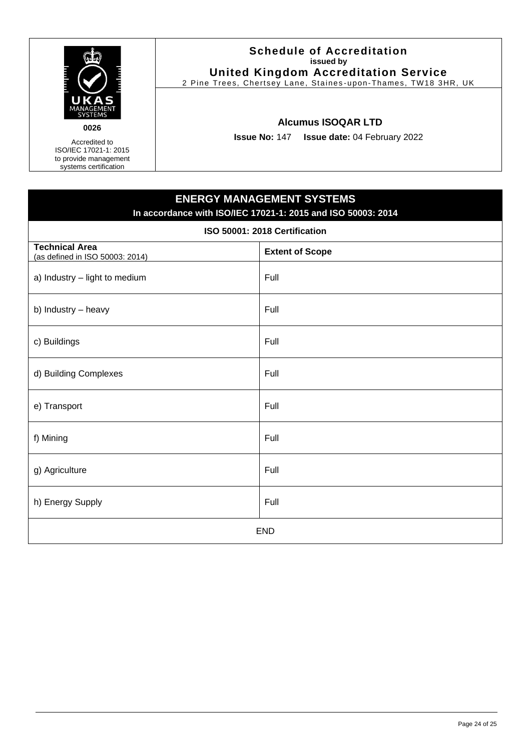UKAS MANAGEMENT SYSTEMS

**0026**

Accredited to ISO/IEC 17021-1: 2015 to provide management systems certification

**Schedule of Accreditation**
**issued by**
**United Kingdom Accreditation Service**
2 Pine Trees, Chertsey Lane, Staines-upon-Thames, TW18 3HR, UK

**Alcumus ISOQAR LTD**

**Issue No:** 147 **Issue date:** 04 February 2022

## ENERGY MANAGEMENT SYSTEMS

**In accordance with ISO/IEC 17021-1: 2015 and ISO 50003: 2014**

**ISO 50001: 2018 Certification**

| **Technical Area** (as defined in ISO 50003: 2014) | **Extent of Scope** |
|---|---|
| a) Industry – light to medium | Full |
| b) Industry – heavy | Full |
| c) Buildings | Full |
| d) Building Complexes | Full |
| e) Transport | Full |
| f) Mining | Full |
| g) Agriculture | Full |
| h) Energy Supply | Full |

END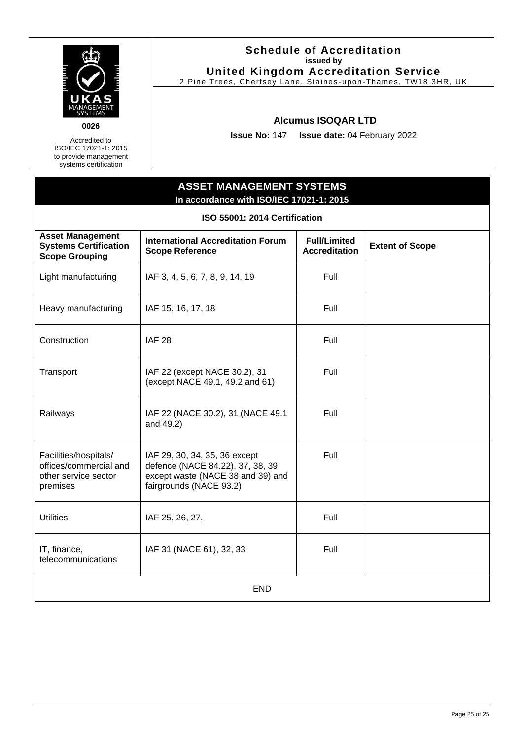**Schedule of Accreditation**
**issued by**
**United Kingdom Accreditation Service**
2 Pine Trees, Chertsey Lane, Staines-upon-Thames, TW18 3HR, UK

UKAS MANAGEMENT SYSTEMS
0026
Accredited to ISO/IEC 17021-1: 2015 to provide management systems certification

**Alcumus ISOQAR LTD**

**Issue No:** 147 **Issue date:** 04 February 2022

## ASSET MANAGEMENT SYSTEMS

**In accordance with ISO/IEC 17021-1: 2015**

### ISO 55001: 2014 Certification

| Asset Management Systems Certification Scope Grouping | International Accreditation Forum Scope Reference | Full/Limited Accreditation | Extent of Scope |
|---|---|---|---|
| Light manufacturing | IAF 3, 4, 5, 6, 7, 8, 9, 14, 19 | Full | |
| Heavy manufacturing | IAF 15, 16, 17, 18 | Full | |
| Construction | IAF 28 | Full | |
| Transport | IAF 22 (except NACE 30.2), 31 (except NACE 49.1, 49.2 and 61) | Full | |
| Railways | IAF 22 (NACE 30.2), 31 (NACE 49.1 and 49.2) | Full | |
| Facilities/hospitals/ offices/commercial and other service sector premises | IAF 29, 30, 34, 35, 36 except defence (NACE 84.22), 37, 38, 39 except waste (NACE 38 and 39) and fairgrounds (NACE 93.2) | Full | |
| Utilities | IAF 25, 26, 27, | Full | |
| IT, finance, telecommunications | IAF 31 (NACE 61), 32, 33 | Full | |

END